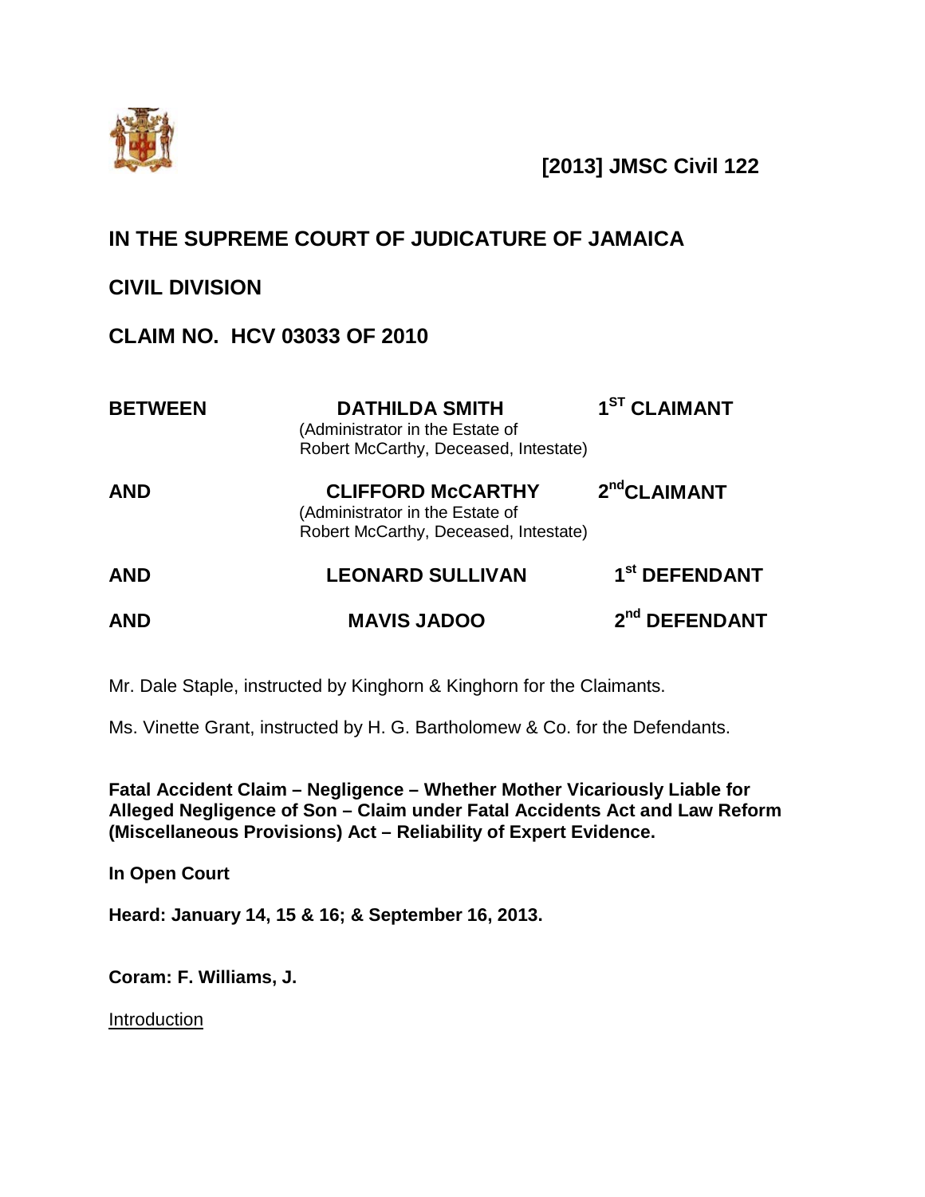**[2013] JMSC Civil 122**

# IN THE SUPREME COURT OF JUDICATURE OF JAMAICA

## CIVIL DIVISION

## CLAIM NO. HCV 03033 OF 2010

| | | |
|---|---|---|
| **BETWEEN** | **DATHILDA SMITH** (Administrator in the Estate of Robert McCarthy, Deceased, Intestate) | **1ST CLAIMANT** |
| **AND** | **CLIFFORD McCARTHY** (Administrator in the Estate of Robert McCarthy, Deceased, Intestate) | **2nd CLAIMANT** |
| **AND** | **LEONARD SULLIVAN** | **1st DEFENDANT** |
| **AND** | **MAVIS JADOO** | **2nd DEFENDANT** |

Mr. Dale Staple, instructed by Kinghorn & Kinghorn for the Claimants.

Ms. Vinette Grant, instructed by H. G. Bartholomew & Co. for the Defendants.

**Fatal Accident Claim – Negligence – Whether Mother Vicariously Liable for Alleged Negligence of Son – Claim under Fatal Accidents Act and Law Reform (Miscellaneous Provisions) Act – Reliability of Expert Evidence.**

**In Open Court**

**Heard: January 14, 15 & 16; & September 16, 2013.**

**Coram: F. Williams, J.**

Introduction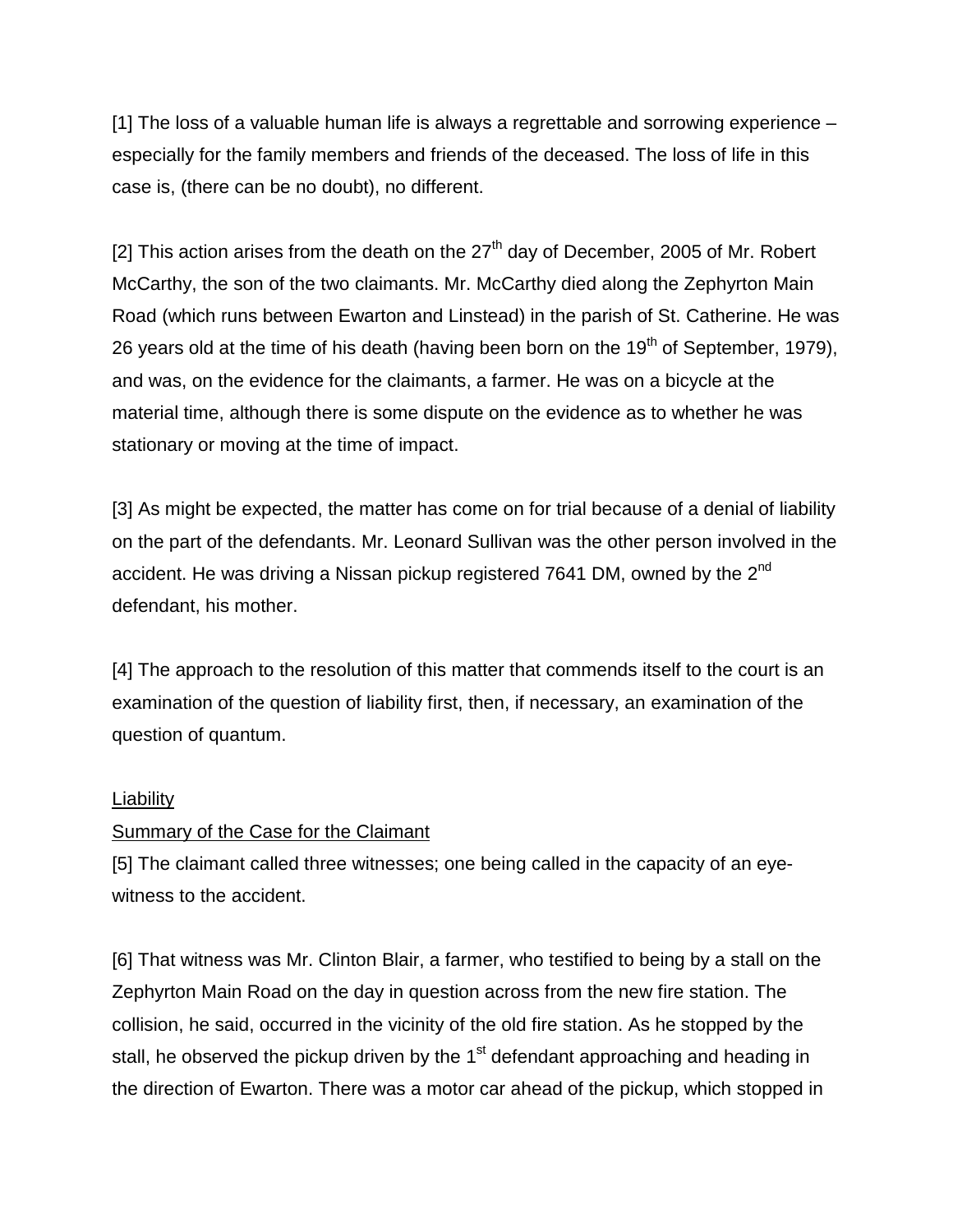[1] The loss of a valuable human life is always a regrettable and sorrowing experience – especially for the family members and friends of the deceased. The loss of life in this case is, (there can be no doubt), no different.

[2] This action arises from the death on the 27th day of December, 2005 of Mr. Robert McCarthy, the son of the two claimants. Mr. McCarthy died along the Zephyrton Main Road (which runs between Ewarton and Linstead) in the parish of St. Catherine. He was 26 years old at the time of his death (having been born on the 19th of September, 1979), and was, on the evidence for the claimants, a farmer. He was on a bicycle at the material time, although there is some dispute on the evidence as to whether he was stationary or moving at the time of impact.

[3] As might be expected, the matter has come on for trial because of a denial of liability on the part of the defendants. Mr. Leonard Sullivan was the other person involved in the accident. He was driving a Nissan pickup registered 7641 DM, owned by the 2nd defendant, his mother.

[4] The approach to the resolution of this matter that commends itself to the court is an examination of the question of liability first, then, if necessary, an examination of the question of quantum.

## Liability

### Summary of the Case for the Claimant

[5] The claimant called three witnesses; one being called in the capacity of an eye-witness to the accident.

[6] That witness was Mr. Clinton Blair, a farmer, who testified to being by a stall on the Zephyrton Main Road on the day in question across from the new fire station. The collision, he said, occurred in the vicinity of the old fire station. As he stopped by the stall, he observed the pickup driven by the 1st defendant approaching and heading in the direction of Ewarton. There was a motor car ahead of the pickup, which stopped in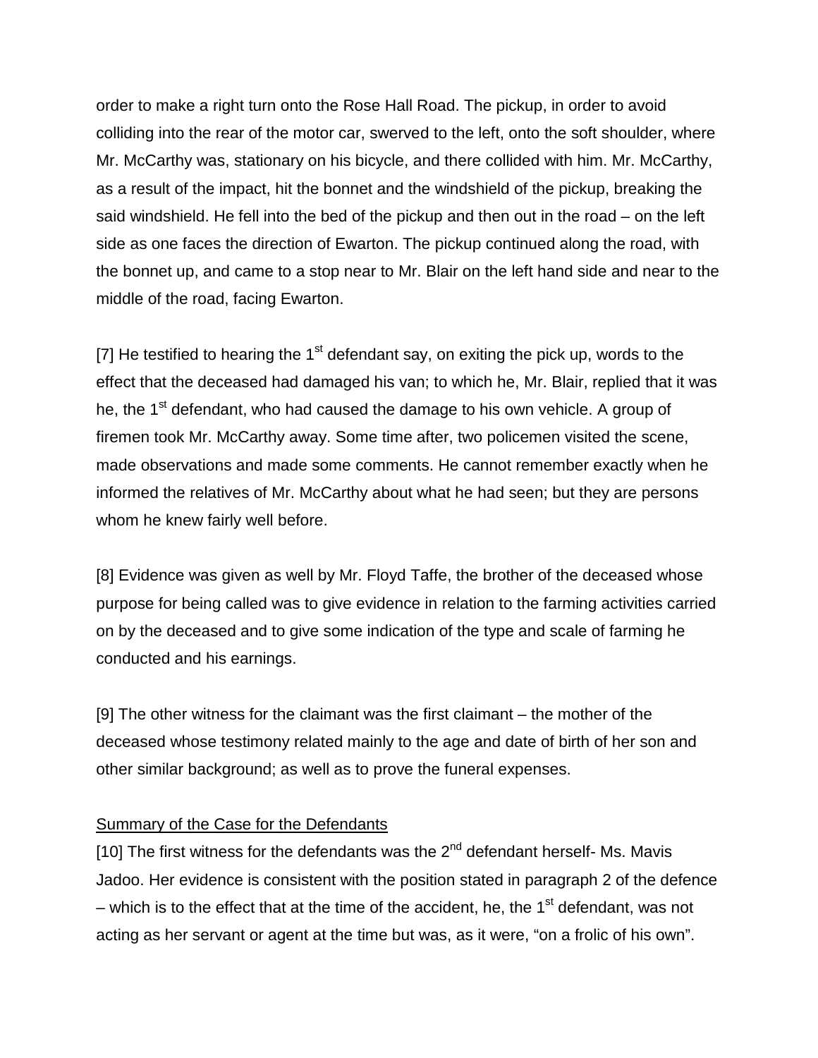order to make a right turn onto the Rose Hall Road. The pickup, in order to avoid colliding into the rear of the motor car, swerved to the left, onto the soft shoulder, where Mr. McCarthy was, stationary on his bicycle, and there collided with him. Mr. McCarthy, as a result of the impact, hit the bonnet and the windshield of the pickup, breaking the said windshield. He fell into the bed of the pickup and then out in the road – on the left side as one faces the direction of Ewarton. The pickup continued along the road, with the bonnet up, and came to a stop near to Mr. Blair on the left hand side and near to the middle of the road, facing Ewarton.

[7] He testified to hearing the 1st defendant say, on exiting the pick up, words to the effect that the deceased had damaged his van; to which he, Mr. Blair, replied that it was he, the 1st defendant, who had caused the damage to his own vehicle. A group of firemen took Mr. McCarthy away. Some time after, two policemen visited the scene, made observations and made some comments. He cannot remember exactly when he informed the relatives of Mr. McCarthy about what he had seen; but they are persons whom he knew fairly well before.

[8] Evidence was given as well by Mr. Floyd Taffe, the brother of the deceased whose purpose for being called was to give evidence in relation to the farming activities carried on by the deceased and to give some indication of the type and scale of farming he conducted and his earnings.

[9] The other witness for the claimant was the first claimant – the mother of the deceased whose testimony related mainly to the age and date of birth of her son and other similar background; as well as to prove the funeral expenses.

<u>Summary of the Case for the Defendants</u>

[10] The first witness for the defendants was the 2nd defendant herself- Ms. Mavis Jadoo. Her evidence is consistent with the position stated in paragraph 2 of the defence – which is to the effect that at the time of the accident, he, the 1st defendant, was not acting as her servant or agent at the time but was, as it were, "on a frolic of his own".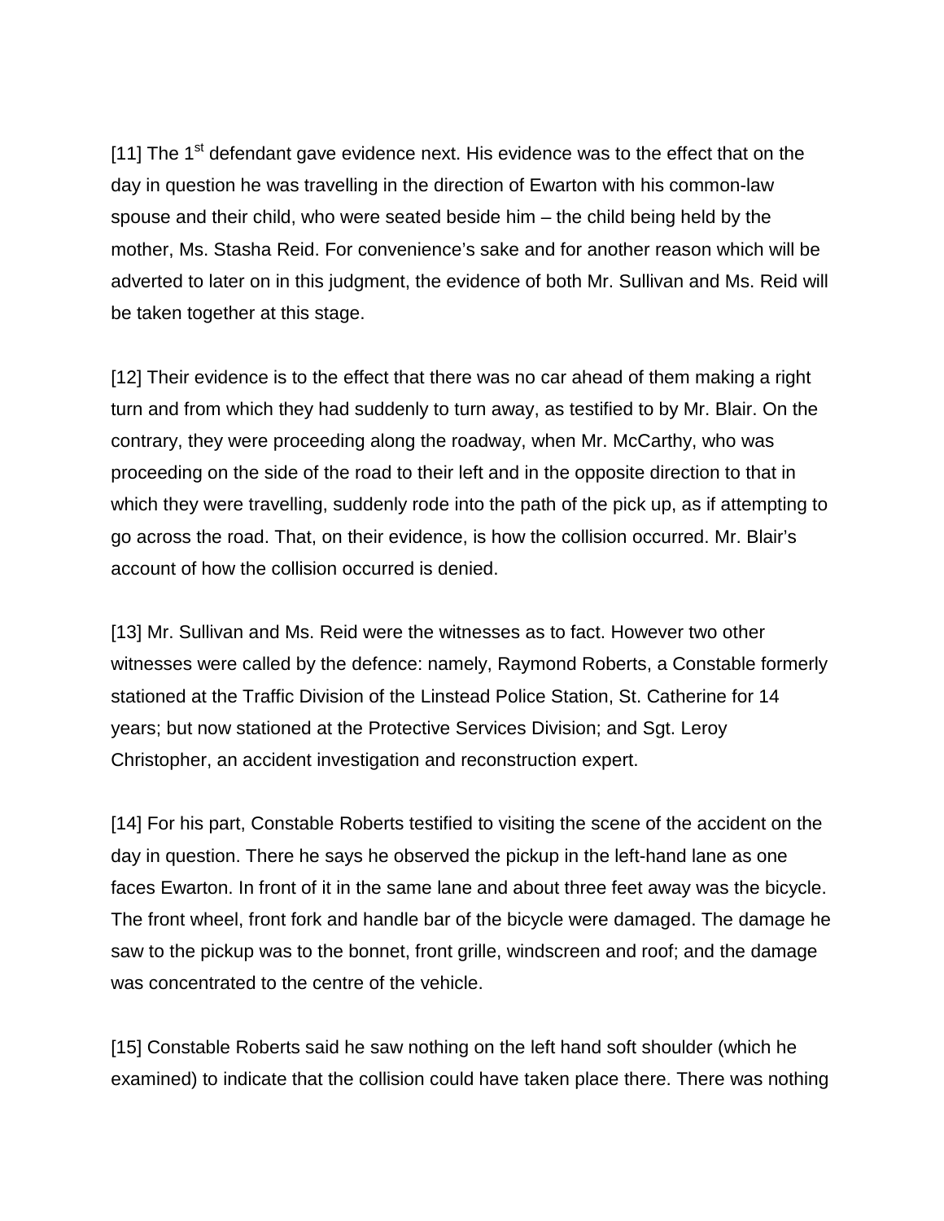[11] The 1st defendant gave evidence next. His evidence was to the effect that on the day in question he was travelling in the direction of Ewarton with his common-law spouse and their child, who were seated beside him – the child being held by the mother, Ms. Stasha Reid. For convenience's sake and for another reason which will be adverted to later on in this judgment, the evidence of both Mr. Sullivan and Ms. Reid will be taken together at this stage.

[12] Their evidence is to the effect that there was no car ahead of them making a right turn and from which they had suddenly to turn away, as testified to by Mr. Blair. On the contrary, they were proceeding along the roadway, when Mr. McCarthy, who was proceeding on the side of the road to their left and in the opposite direction to that in which they were travelling, suddenly rode into the path of the pick up, as if attempting to go across the road. That, on their evidence, is how the collision occurred. Mr. Blair's account of how the collision occurred is denied.

[13] Mr. Sullivan and Ms. Reid were the witnesses as to fact. However two other witnesses were called by the defence: namely, Raymond Roberts, a Constable formerly stationed at the Traffic Division of the Linstead Police Station, St. Catherine for 14 years; but now stationed at the Protective Services Division; and Sgt. Leroy Christopher, an accident investigation and reconstruction expert.

[14] For his part, Constable Roberts testified to visiting the scene of the accident on the day in question. There he says he observed the pickup in the left-hand lane as one faces Ewarton. In front of it in the same lane and about three feet away was the bicycle. The front wheel, front fork and handle bar of the bicycle were damaged. The damage he saw to the pickup was to the bonnet, front grille, windscreen and roof; and the damage was concentrated to the centre of the vehicle.

[15] Constable Roberts said he saw nothing on the left hand soft shoulder (which he examined) to indicate that the collision could have taken place there. There was nothing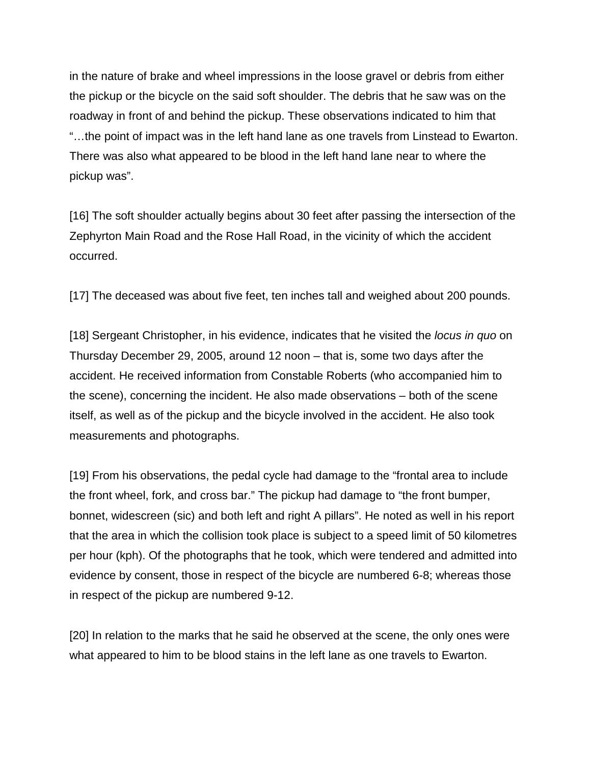in the nature of brake and wheel impressions in the loose gravel or debris from either the pickup or the bicycle on the said soft shoulder. The debris that he saw was on the roadway in front of and behind the pickup. These observations indicated to him that "…the point of impact was in the left hand lane as one travels from Linstead to Ewarton. There was also what appeared to be blood in the left hand lane near to where the pickup was".

[16] The soft shoulder actually begins about 30 feet after passing the intersection of the Zephyrton Main Road and the Rose Hall Road, in the vicinity of which the accident occurred.

[17] The deceased was about five feet, ten inches tall and weighed about 200 pounds.

[18] Sergeant Christopher, in his evidence, indicates that he visited the *locus in quo* on Thursday December 29, 2005, around 12 noon – that is, some two days after the accident. He received information from Constable Roberts (who accompanied him to the scene), concerning the incident. He also made observations – both of the scene itself, as well as of the pickup and the bicycle involved in the accident. He also took measurements and photographs.

[19] From his observations, the pedal cycle had damage to the "frontal area to include the front wheel, fork, and cross bar." The pickup had damage to "the front bumper, bonnet, widescreen (sic) and both left and right A pillars". He noted as well in his report that the area in which the collision took place is subject to a speed limit of 50 kilometres per hour (kph). Of the photographs that he took, which were tendered and admitted into evidence by consent, those in respect of the bicycle are numbered 6-8; whereas those in respect of the pickup are numbered 9-12.

[20] In relation to the marks that he said he observed at the scene, the only ones were what appeared to him to be blood stains in the left lane as one travels to Ewarton.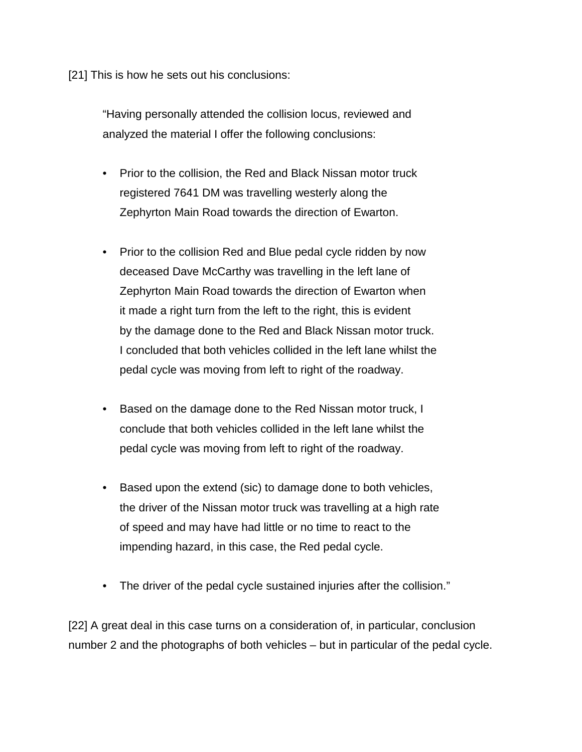[21] This is how he sets out his conclusions:

> "Having personally attended the collision locus, reviewed and analyzed the material I offer the following conclusions:
>
> - Prior to the collision, the Red and Black Nissan motor truck registered 7641 DM was travelling westerly along the Zephyrton Main Road towards the direction of Ewarton.
>
> - Prior to the collision Red and Blue pedal cycle ridden by now deceased Dave McCarthy was travelling in the left lane of Zephyrton Main Road towards the direction of Ewarton when it made a right turn from the left to the right, this is evident by the damage done to the Red and Black Nissan motor truck. I concluded that both vehicles collided in the left lane whilst the pedal cycle was moving from left to right of the roadway.
>
> - Based on the damage done to the Red Nissan motor truck, I conclude that both vehicles collided in the left lane whilst the pedal cycle was moving from left to right of the roadway.
>
> - Based upon the extend (sic) to damage done to both vehicles, the driver of the Nissan motor truck was travelling at a high rate of speed and may have had little or no time to react to the impending hazard, in this case, the Red pedal cycle.
>
> - The driver of the pedal cycle sustained injuries after the collision."

[22] A great deal in this case turns on a consideration of, in particular, conclusion number 2 and the photographs of both vehicles – but in particular of the pedal cycle.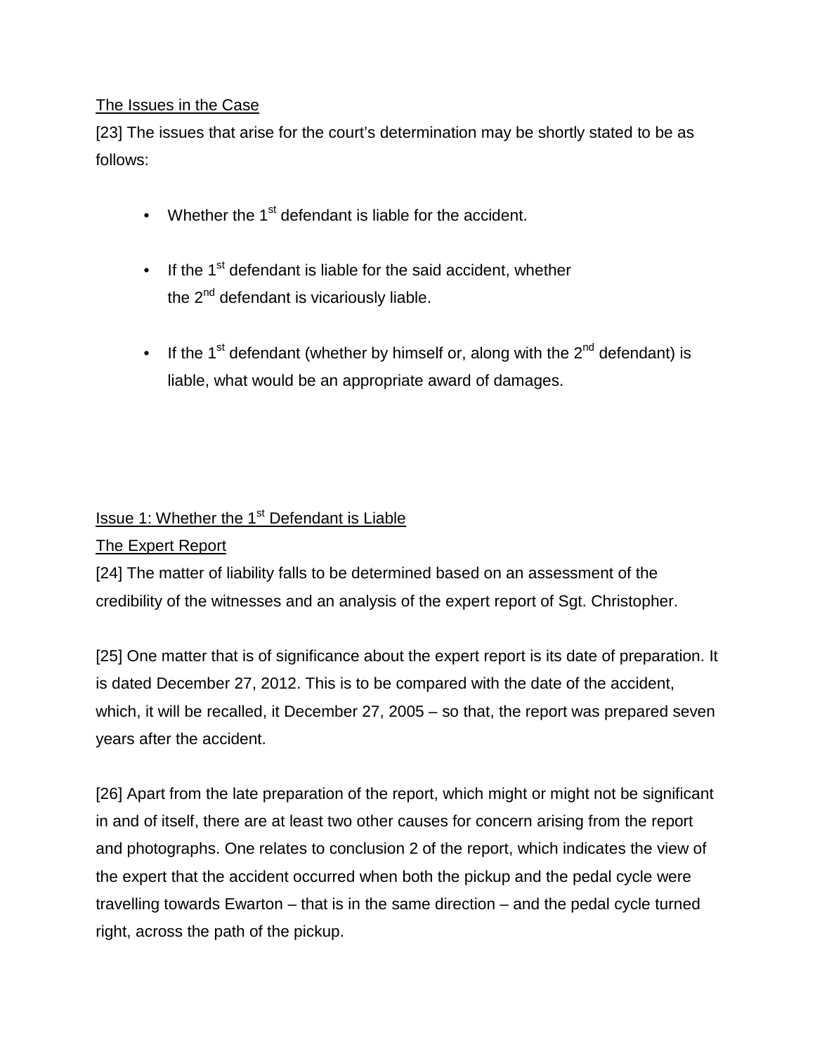The Issues in the Case

[23] The issues that arise for the court's determination may be shortly stated to be as follows:

- Whether the 1st defendant is liable for the accident.
- If the 1st defendant is liable for the said accident, whether the 2nd defendant is vicariously liable.
- If the 1st defendant (whether by himself or, along with the 2nd defendant) is liable, what would be an appropriate award of damages.

Issue 1: Whether the 1st Defendant is Liable

The Expert Report

[24] The matter of liability falls to be determined based on an assessment of the credibility of the witnesses and an analysis of the expert report of Sgt. Christopher.

[25] One matter that is of significance about the expert report is its date of preparation. It is dated December 27, 2012. This is to be compared with the date of the accident, which, it will be recalled, it December 27, 2005 – so that, the report was prepared seven years after the accident.

[26] Apart from the late preparation of the report, which might or might not be significant in and of itself, there are at least two other causes for concern arising from the report and photographs. One relates to conclusion 2 of the report, which indicates the view of the expert that the accident occurred when both the pickup and the pedal cycle were travelling towards Ewarton – that is in the same direction – and the pedal cycle turned right, across the path of the pickup.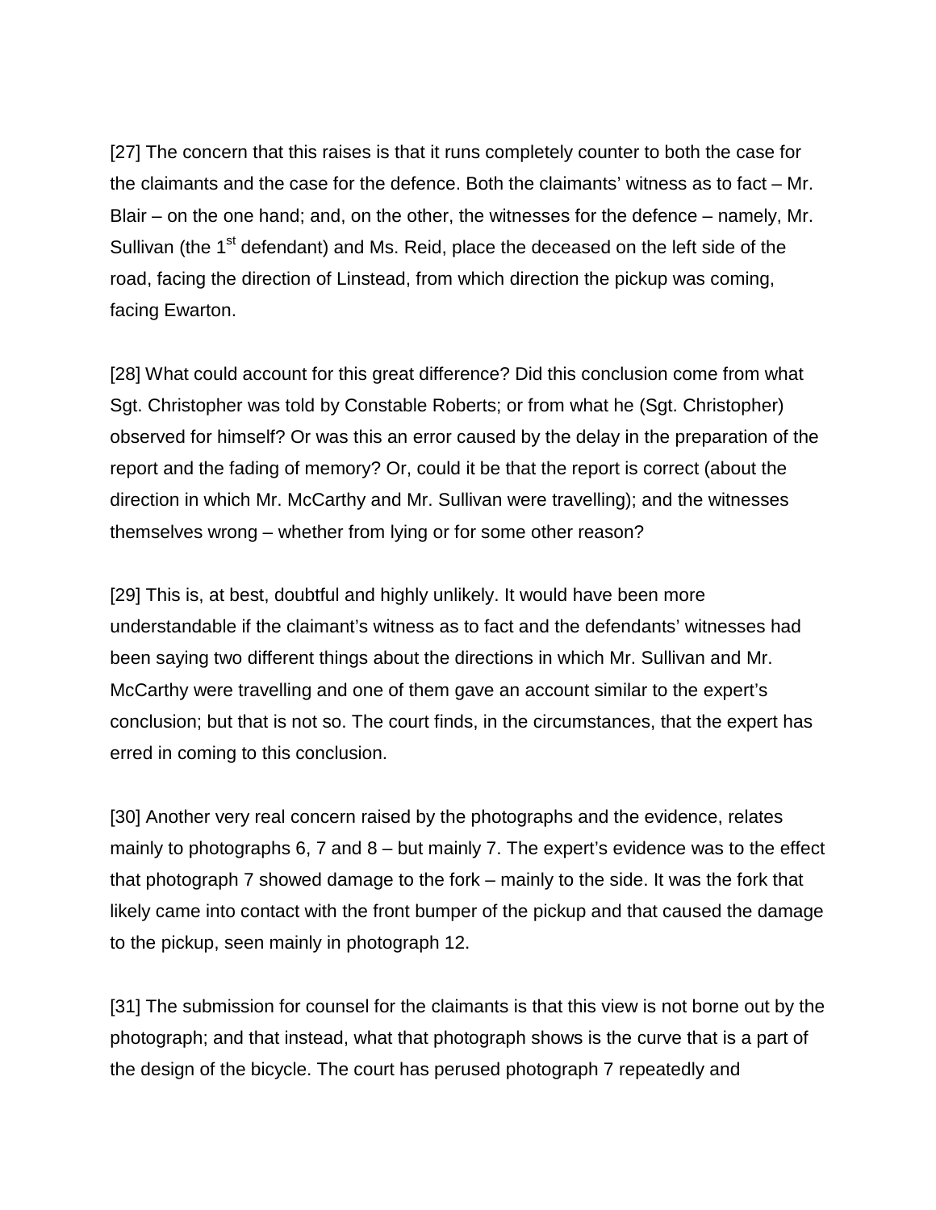[27] The concern that this raises is that it runs completely counter to both the case for the claimants and the case for the defence. Both the claimants' witness as to fact – Mr. Blair – on the one hand; and, on the other, the witnesses for the defence – namely, Mr. Sullivan (the 1st defendant) and Ms. Reid, place the deceased on the left side of the road, facing the direction of Linstead, from which direction the pickup was coming, facing Ewarton.

[28] What could account for this great difference? Did this conclusion come from what Sgt. Christopher was told by Constable Roberts; or from what he (Sgt. Christopher) observed for himself? Or was this an error caused by the delay in the preparation of the report and the fading of memory? Or, could it be that the report is correct (about the direction in which Mr. McCarthy and Mr. Sullivan were travelling); and the witnesses themselves wrong – whether from lying or for some other reason?

[29] This is, at best, doubtful and highly unlikely. It would have been more understandable if the claimant's witness as to fact and the defendants' witnesses had been saying two different things about the directions in which Mr. Sullivan and Mr. McCarthy were travelling and one of them gave an account similar to the expert's conclusion; but that is not so. The court finds, in the circumstances, that the expert has erred in coming to this conclusion.

[30] Another very real concern raised by the photographs and the evidence, relates mainly to photographs 6, 7 and 8 – but mainly 7. The expert's evidence was to the effect that photograph 7 showed damage to the fork – mainly to the side. It was the fork that likely came into contact with the front bumper of the pickup and that caused the damage to the pickup, seen mainly in photograph 12.

[31] The submission for counsel for the claimants is that this view is not borne out by the photograph; and that instead, what that photograph shows is the curve that is a part of the design of the bicycle. The court has perused photograph 7 repeatedly and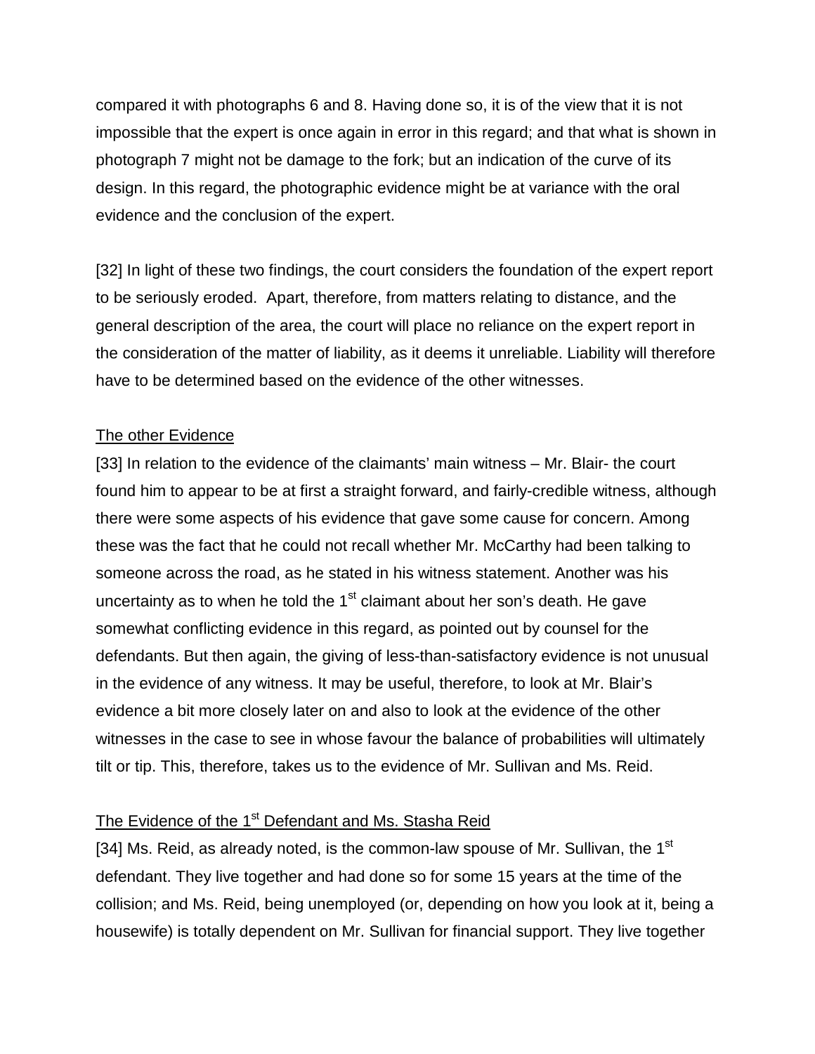compared it with photographs 6 and 8. Having done so, it is of the view that it is not impossible that the expert is once again in error in this regard; and that what is shown in photograph 7 might not be damage to the fork; but an indication of the curve of its design. In this regard, the photographic evidence might be at variance with the oral evidence and the conclusion of the expert.

[32] In light of these two findings, the court considers the foundation of the expert report to be seriously eroded. Apart, therefore, from matters relating to distance, and the general description of the area, the court will place no reliance on the expert report in the consideration of the matter of liability, as it deems it unreliable. Liability will therefore have to be determined based on the evidence of the other witnesses.

<u>The other Evidence</u>

[33] In relation to the evidence of the claimants' main witness – Mr. Blair- the court found him to appear to be at first a straight forward, and fairly-credible witness, although there were some aspects of his evidence that gave some cause for concern. Among these was the fact that he could not recall whether Mr. McCarthy had been talking to someone across the road, as he stated in his witness statement. Another was his uncertainty as to when he told the 1st claimant about her son's death. He gave somewhat conflicting evidence in this regard, as pointed out by counsel for the defendants. But then again, the giving of less-than-satisfactory evidence is not unusual in the evidence of any witness. It may be useful, therefore, to look at Mr. Blair's evidence a bit more closely later on and also to look at the evidence of the other witnesses in the case to see in whose favour the balance of probabilities will ultimately tilt or tip. This, therefore, takes us to the evidence of Mr. Sullivan and Ms. Reid.

<u>The Evidence of the 1st Defendant and Ms. Stasha Reid</u>

[34] Ms. Reid, as already noted, is the common-law spouse of Mr. Sullivan, the 1st defendant. They live together and had done so for some 15 years at the time of the collision; and Ms. Reid, being unemployed (or, depending on how you look at it, being a housewife) is totally dependent on Mr. Sullivan for financial support. They live together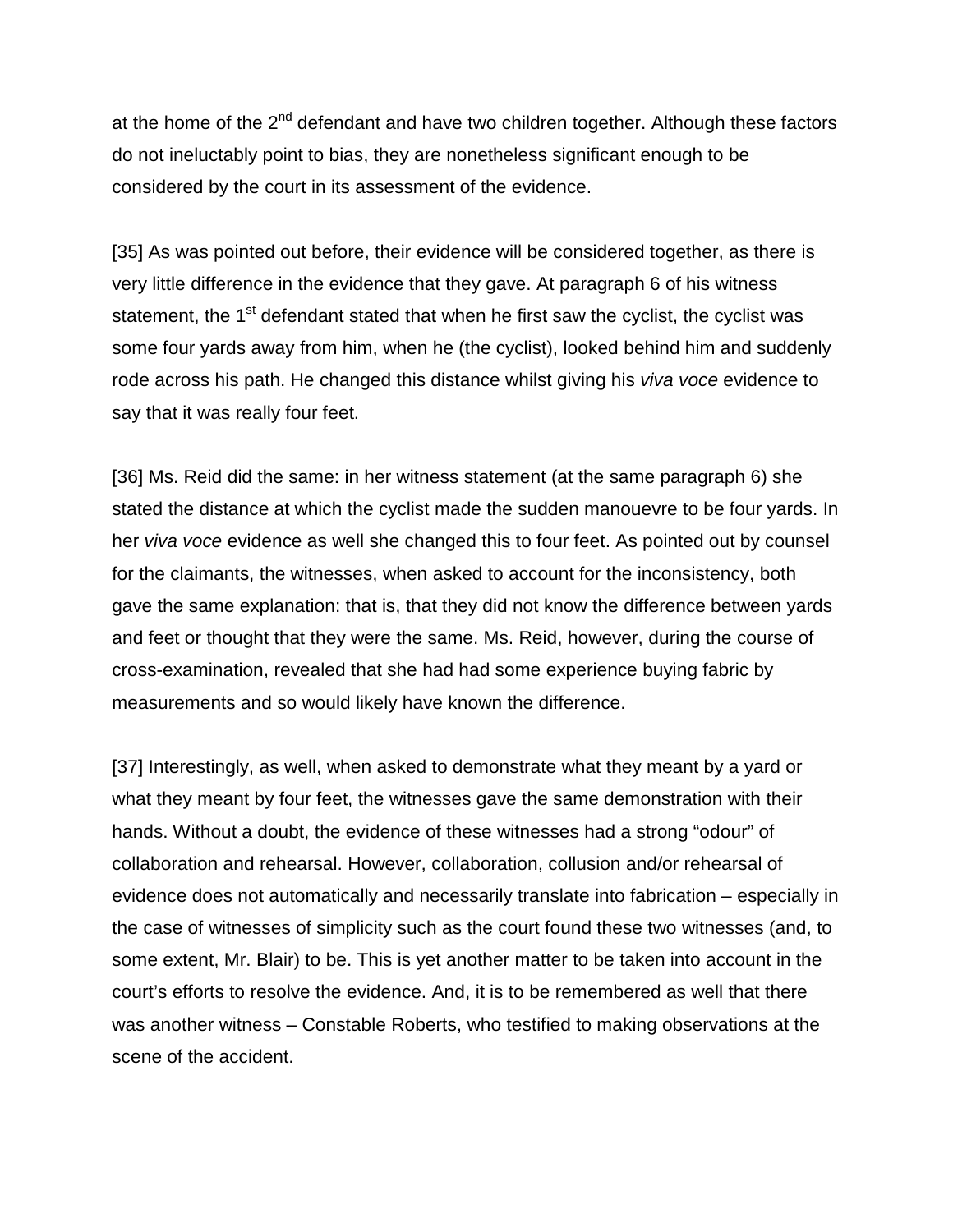at the home of the 2nd defendant and have two children together. Although these factors do not ineluctably point to bias, they are nonetheless significant enough to be considered by the court in its assessment of the evidence.

[35] As was pointed out before, their evidence will be considered together, as there is very little difference in the evidence that they gave. At paragraph 6 of his witness statement, the 1st defendant stated that when he first saw the cyclist, the cyclist was some four yards away from him, when he (the cyclist), looked behind him and suddenly rode across his path. He changed this distance whilst giving his *viva voce* evidence to say that it was really four feet.

[36] Ms. Reid did the same: in her witness statement (at the same paragraph 6) she stated the distance at which the cyclist made the sudden manouevre to be four yards. In her *viva voce* evidence as well she changed this to four feet. As pointed out by counsel for the claimants, the witnesses, when asked to account for the inconsistency, both gave the same explanation: that is, that they did not know the difference between yards and feet or thought that they were the same. Ms. Reid, however, during the course of cross-examination, revealed that she had had some experience buying fabric by measurements and so would likely have known the difference.

[37] Interestingly, as well, when asked to demonstrate what they meant by a yard or what they meant by four feet, the witnesses gave the same demonstration with their hands. Without a doubt, the evidence of these witnesses had a strong "odour" of collaboration and rehearsal. However, collaboration, collusion and/or rehearsal of evidence does not automatically and necessarily translate into fabrication – especially in the case of witnesses of simplicity such as the court found these two witnesses (and, to some extent, Mr. Blair) to be. This is yet another matter to be taken into account in the court's efforts to resolve the evidence. And, it is to be remembered as well that there was another witness – Constable Roberts, who testified to making observations at the scene of the accident.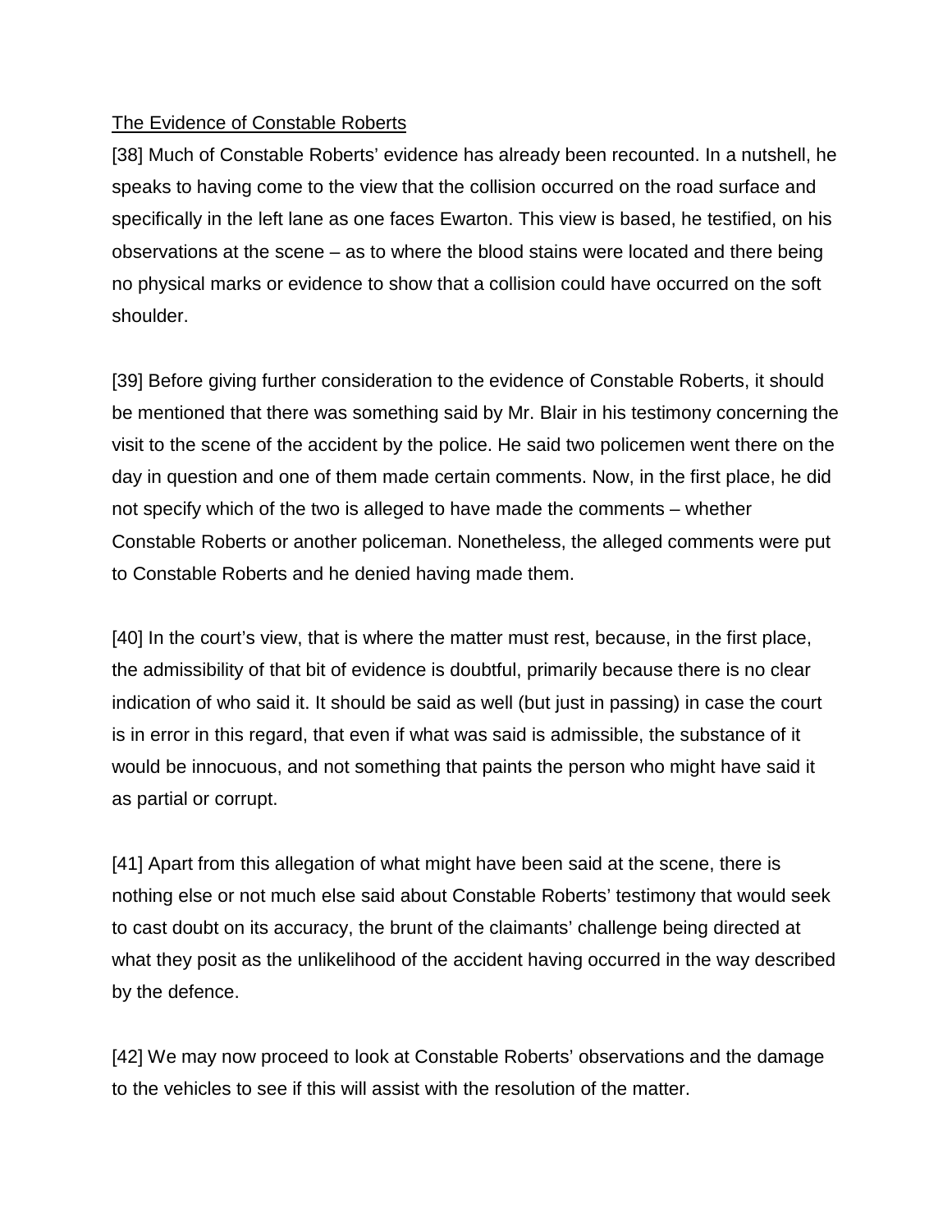<u>The Evidence of Constable Roberts</u>

[38] Much of Constable Roberts' evidence has already been recounted. In a nutshell, he speaks to having come to the view that the collision occurred on the road surface and specifically in the left lane as one faces Ewarton. This view is based, he testified, on his observations at the scene – as to where the blood stains were located and there being no physical marks or evidence to show that a collision could have occurred on the soft shoulder.

[39] Before giving further consideration to the evidence of Constable Roberts, it should be mentioned that there was something said by Mr. Blair in his testimony concerning the visit to the scene of the accident by the police. He said two policemen went there on the day in question and one of them made certain comments. Now, in the first place, he did not specify which of the two is alleged to have made the comments – whether Constable Roberts or another policeman. Nonetheless, the alleged comments were put to Constable Roberts and he denied having made them.

[40] In the court's view, that is where the matter must rest, because, in the first place, the admissibility of that bit of evidence is doubtful, primarily because there is no clear indication of who said it. It should be said as well (but just in passing) in case the court is in error in this regard, that even if what was said is admissible, the substance of it would be innocuous, and not something that paints the person who might have said it as partial or corrupt.

[41] Apart from this allegation of what might have been said at the scene, there is nothing else or not much else said about Constable Roberts' testimony that would seek to cast doubt on its accuracy, the brunt of the claimants' challenge being directed at what they posit as the unlikelihood of the accident having occurred in the way described by the defence.

[42] We may now proceed to look at Constable Roberts' observations and the damage to the vehicles to see if this will assist with the resolution of the matter.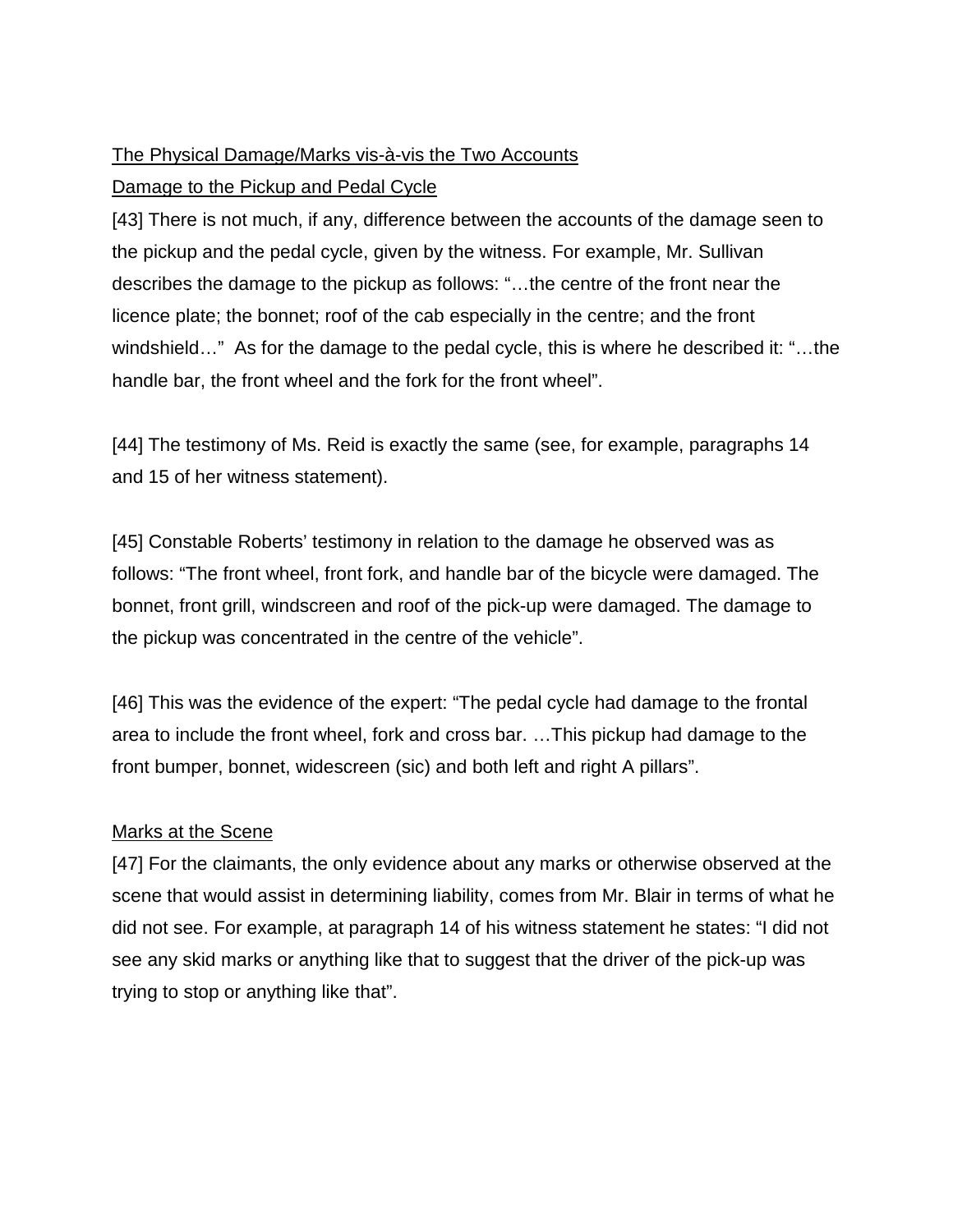The Physical Damage/Marks vis-à-vis the Two Accounts

Damage to the Pickup and Pedal Cycle

[43] There is not much, if any, difference between the accounts of the damage seen to the pickup and the pedal cycle, given by the witness. For example, Mr. Sullivan describes the damage to the pickup as follows: "…the centre of the front near the licence plate; the bonnet; roof of the cab especially in the centre; and the front windshield…" As for the damage to the pedal cycle, this is where he described it: "…the handle bar, the front wheel and the fork for the front wheel".

[44] The testimony of Ms. Reid is exactly the same (see, for example, paragraphs 14 and 15 of her witness statement).

[45] Constable Roberts' testimony in relation to the damage he observed was as follows: "The front wheel, front fork, and handle bar of the bicycle were damaged. The bonnet, front grill, windscreen and roof of the pick-up were damaged. The damage to the pickup was concentrated in the centre of the vehicle".

[46] This was the evidence of the expert: "The pedal cycle had damage to the frontal area to include the front wheel, fork and cross bar. …This pickup had damage to the front bumper, bonnet, widescreen (sic) and both left and right A pillars".

Marks at the Scene

[47] For the claimants, the only evidence about any marks or otherwise observed at the scene that would assist in determining liability, comes from Mr. Blair in terms of what he did not see. For example, at paragraph 14 of his witness statement he states: "I did not see any skid marks or anything like that to suggest that the driver of the pick-up was trying to stop or anything like that".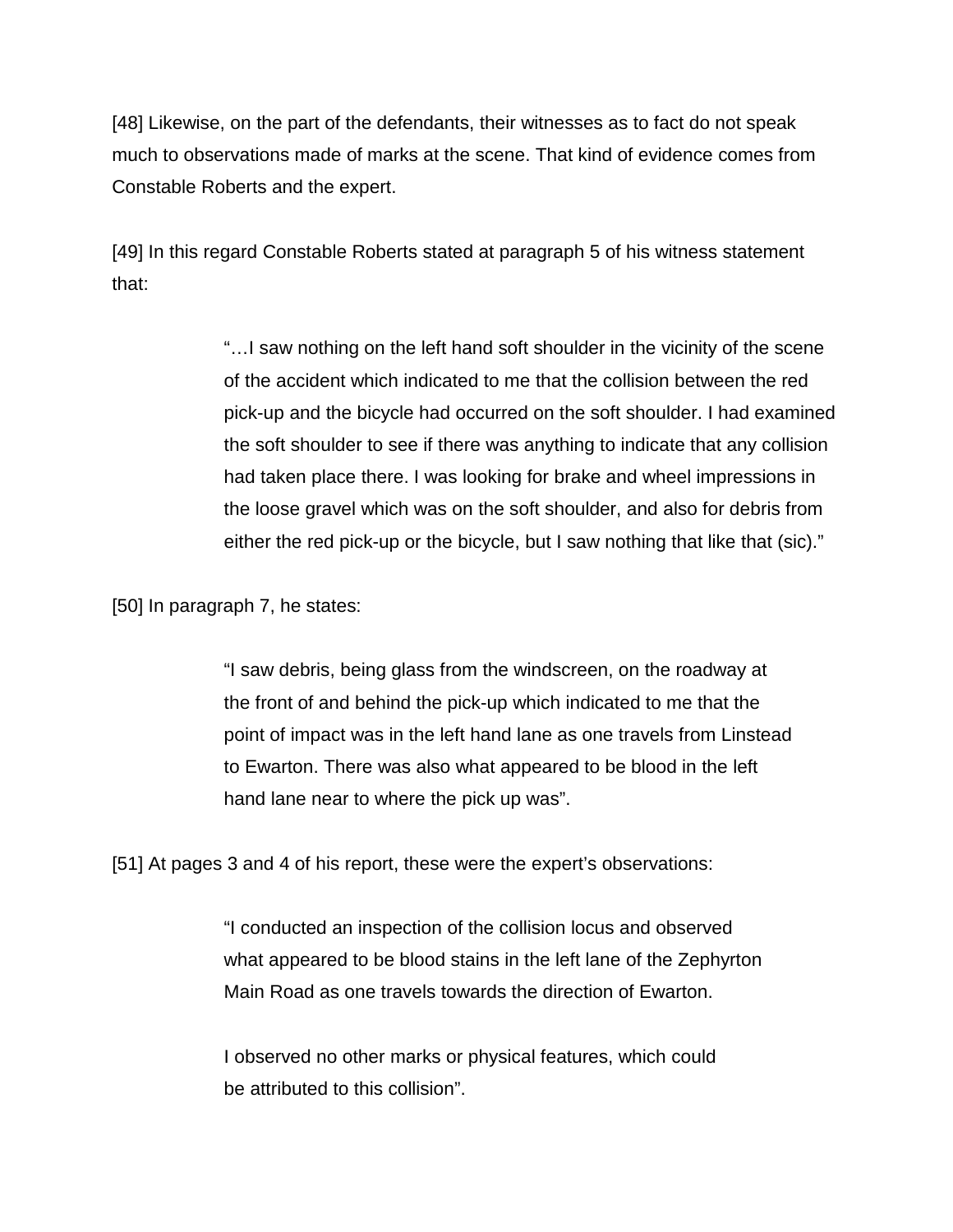[48] Likewise, on the part of the defendants, their witnesses as to fact do not speak much to observations made of marks at the scene. That kind of evidence comes from Constable Roberts and the expert.

[49] In this regard Constable Roberts stated at paragraph 5 of his witness statement that:

> "…I saw nothing on the left hand soft shoulder in the vicinity of the scene of the accident which indicated to me that the collision between the red pick-up and the bicycle had occurred on the soft shoulder. I had examined the soft shoulder to see if there was anything to indicate that any collision had taken place there. I was looking for brake and wheel impressions in the loose gravel which was on the soft shoulder, and also for debris from either the red pick-up or the bicycle, but I saw nothing that like that (sic)."

[50] In paragraph 7, he states:

> "I saw debris, being glass from the windscreen, on the roadway at the front of and behind the pick-up which indicated to me that the point of impact was in the left hand lane as one travels from Linstead to Ewarton. There was also what appeared to be blood in the left hand lane near to where the pick up was".

[51] At pages 3 and 4 of his report, these were the expert's observations:

> "I conducted an inspection of the collision locus and observed what appeared to be blood stains in the left lane of the Zephyrton Main Road as one travels towards the direction of Ewarton.
>
> I observed no other marks or physical features, which could be attributed to this collision".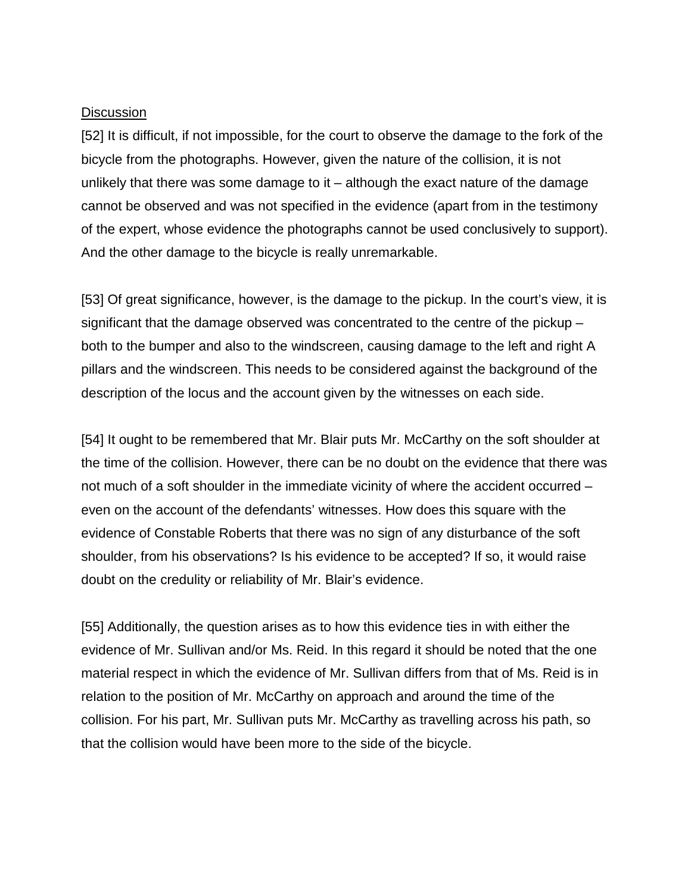<u>Discussion</u>

[52] It is difficult, if not impossible, for the court to observe the damage to the fork of the bicycle from the photographs. However, given the nature of the collision, it is not unlikely that there was some damage to it – although the exact nature of the damage cannot be observed and was not specified in the evidence (apart from in the testimony of the expert, whose evidence the photographs cannot be used conclusively to support). And the other damage to the bicycle is really unremarkable.

[53] Of great significance, however, is the damage to the pickup. In the court's view, it is significant that the damage observed was concentrated to the centre of the pickup – both to the bumper and also to the windscreen, causing damage to the left and right A pillars and the windscreen. This needs to be considered against the background of the description of the locus and the account given by the witnesses on each side.

[54] It ought to be remembered that Mr. Blair puts Mr. McCarthy on the soft shoulder at the time of the collision. However, there can be no doubt on the evidence that there was not much of a soft shoulder in the immediate vicinity of where the accident occurred – even on the account of the defendants' witnesses. How does this square with the evidence of Constable Roberts that there was no sign of any disturbance of the soft shoulder, from his observations? Is his evidence to be accepted? If so, it would raise doubt on the credulity or reliability of Mr. Blair's evidence.

[55] Additionally, the question arises as to how this evidence ties in with either the evidence of Mr. Sullivan and/or Ms. Reid. In this regard it should be noted that the one material respect in which the evidence of Mr. Sullivan differs from that of Ms. Reid is in relation to the position of Mr. McCarthy on approach and around the time of the collision. For his part, Mr. Sullivan puts Mr. McCarthy as travelling across his path, so that the collision would have been more to the side of the bicycle.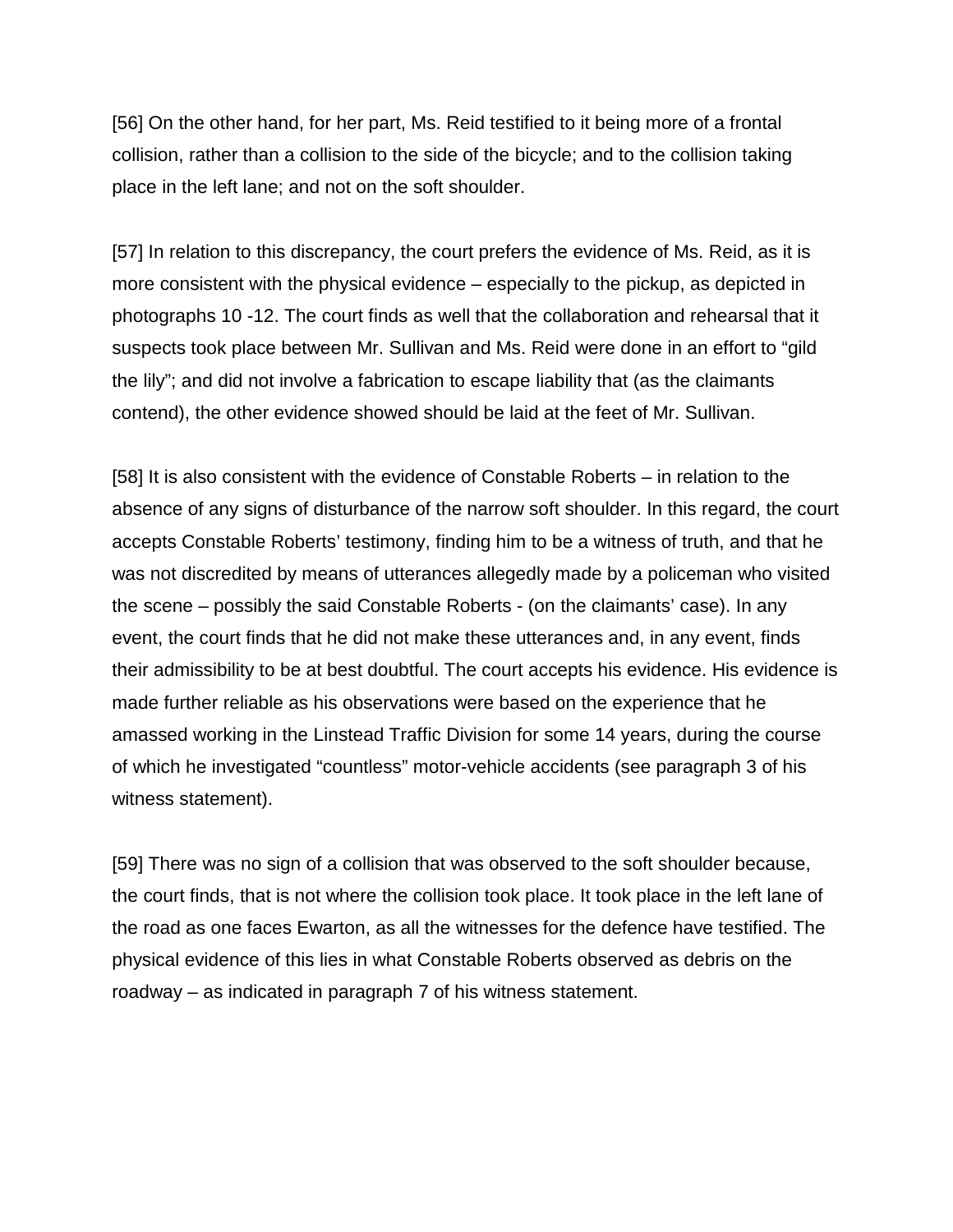[56] On the other hand, for her part, Ms. Reid testified to it being more of a frontal collision, rather than a collision to the side of the bicycle; and to the collision taking place in the left lane; and not on the soft shoulder.

[57] In relation to this discrepancy, the court prefers the evidence of Ms. Reid, as it is more consistent with the physical evidence – especially to the pickup, as depicted in photographs 10 -12. The court finds as well that the collaboration and rehearsal that it suspects took place between Mr. Sullivan and Ms. Reid were done in an effort to "gild the lily"; and did not involve a fabrication to escape liability that (as the claimants contend), the other evidence showed should be laid at the feet of Mr. Sullivan.

[58] It is also consistent with the evidence of Constable Roberts – in relation to the absence of any signs of disturbance of the narrow soft shoulder. In this regard, the court accepts Constable Roberts' testimony, finding him to be a witness of truth, and that he was not discredited by means of utterances allegedly made by a policeman who visited the scene – possibly the said Constable Roberts - (on the claimants' case). In any event, the court finds that he did not make these utterances and, in any event, finds their admissibility to be at best doubtful. The court accepts his evidence. His evidence is made further reliable as his observations were based on the experience that he amassed working in the Linstead Traffic Division for some 14 years, during the course of which he investigated "countless" motor-vehicle accidents (see paragraph 3 of his witness statement).

[59] There was no sign of a collision that was observed to the soft shoulder because, the court finds, that is not where the collision took place. It took place in the left lane of the road as one faces Ewarton, as all the witnesses for the defence have testified. The physical evidence of this lies in what Constable Roberts observed as debris on the roadway – as indicated in paragraph 7 of his witness statement.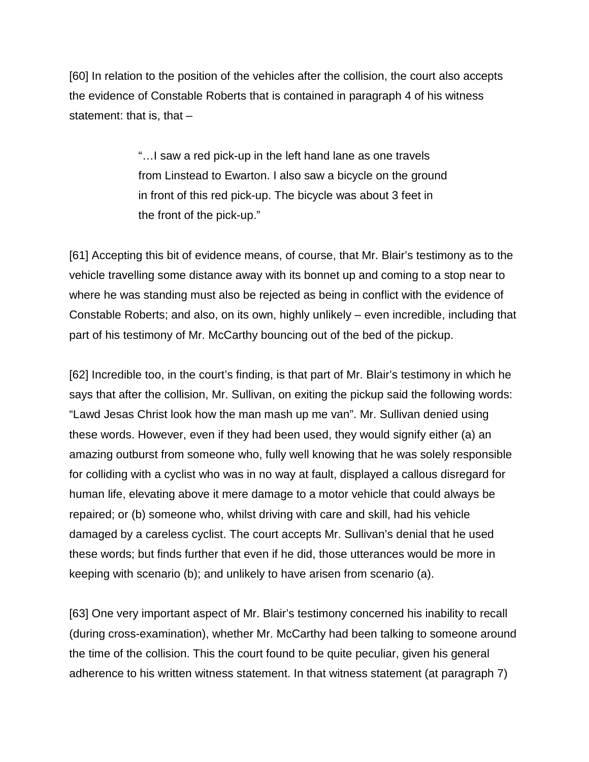[60] In relation to the position of the vehicles after the collision, the court also accepts the evidence of Constable Roberts that is contained in paragraph 4 of his witness statement: that is, that –

> "…I saw a red pick-up in the left hand lane as one travels from Linstead to Ewarton. I also saw a bicycle on the ground in front of this red pick-up. The bicycle was about 3 feet in the front of the pick-up."

[61] Accepting this bit of evidence means, of course, that Mr. Blair's testimony as to the vehicle travelling some distance away with its bonnet up and coming to a stop near to where he was standing must also be rejected as being in conflict with the evidence of Constable Roberts; and also, on its own, highly unlikely – even incredible, including that part of his testimony of Mr. McCarthy bouncing out of the bed of the pickup.

[62] Incredible too, in the court's finding, is that part of Mr. Blair's testimony in which he says that after the collision, Mr. Sullivan, on exiting the pickup said the following words: "Lawd Jesas Christ look how the man mash up me van". Mr. Sullivan denied using these words. However, even if they had been used, they would signify either (a) an amazing outburst from someone who, fully well knowing that he was solely responsible for colliding with a cyclist who was in no way at fault, displayed a callous disregard for human life, elevating above it mere damage to a motor vehicle that could always be repaired; or (b) someone who, whilst driving with care and skill, had his vehicle damaged by a careless cyclist. The court accepts Mr. Sullivan's denial that he used these words; but finds further that even if he did, those utterances would be more in keeping with scenario (b); and unlikely to have arisen from scenario (a).

[63] One very important aspect of Mr. Blair's testimony concerned his inability to recall (during cross-examination), whether Mr. McCarthy had been talking to someone around the time of the collision. This the court found to be quite peculiar, given his general adherence to his written witness statement. In that witness statement (at paragraph 7)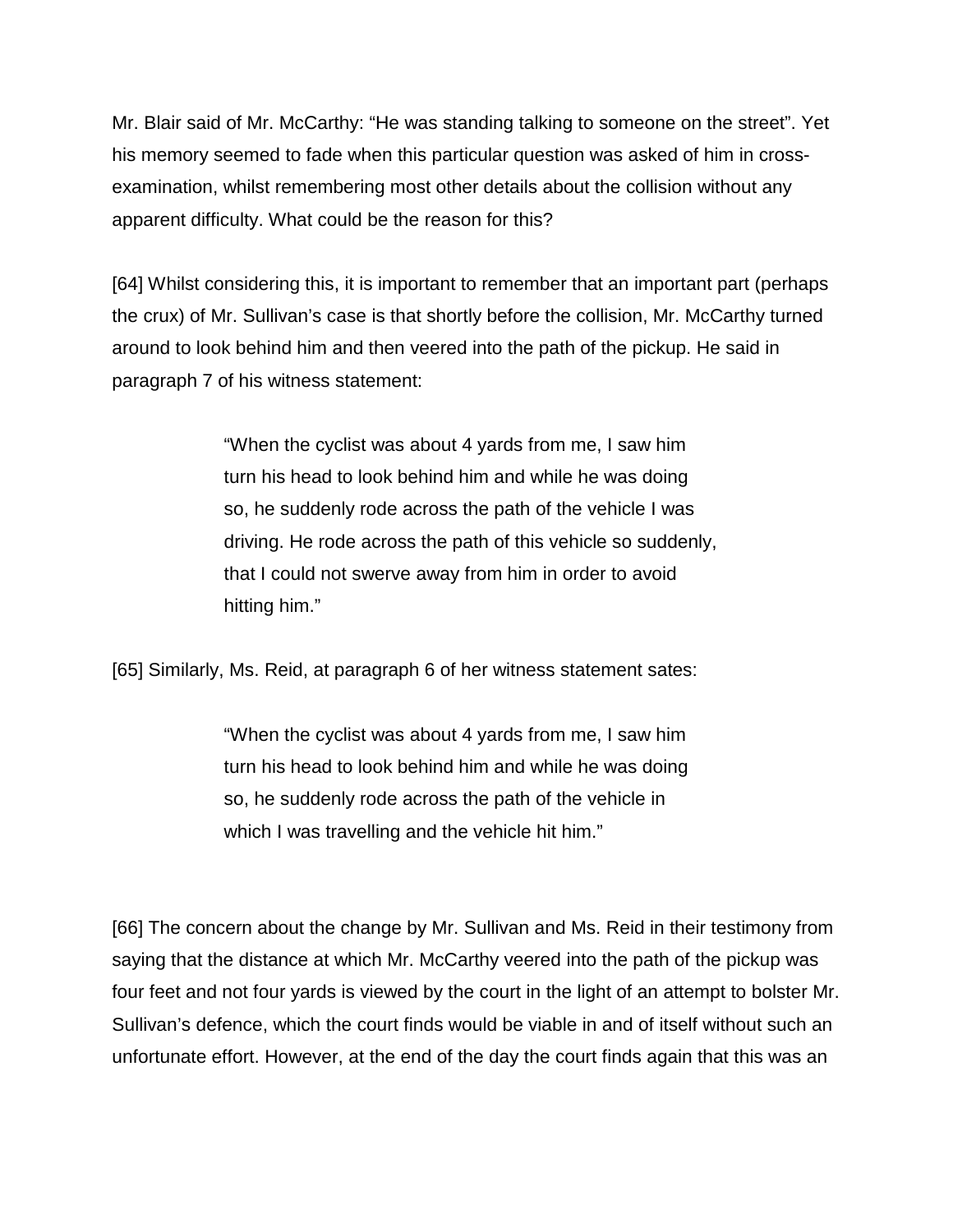Mr. Blair said of Mr. McCarthy: "He was standing talking to someone on the street". Yet his memory seemed to fade when this particular question was asked of him in cross-examination, whilst remembering most other details about the collision without any apparent difficulty. What could be the reason for this?

[64] Whilst considering this, it is important to remember that an important part (perhaps the crux) of Mr. Sullivan's case is that shortly before the collision, Mr. McCarthy turned around to look behind him and then veered into the path of the pickup. He said in paragraph 7 of his witness statement:

> "When the cyclist was about 4 yards from me, I saw him turn his head to look behind him and while he was doing so, he suddenly rode across the path of the vehicle I was driving. He rode across the path of this vehicle so suddenly, that I could not swerve away from him in order to avoid hitting him."

[65] Similarly, Ms. Reid, at paragraph 6 of her witness statement sates:

> "When the cyclist was about 4 yards from me, I saw him turn his head to look behind him and while he was doing so, he suddenly rode across the path of the vehicle in which I was travelling and the vehicle hit him."

[66] The concern about the change by Mr. Sullivan and Ms. Reid in their testimony from saying that the distance at which Mr. McCarthy veered into the path of the pickup was four feet and not four yards is viewed by the court in the light of an attempt to bolster Mr. Sullivan's defence, which the court finds would be viable in and of itself without such an unfortunate effort. However, at the end of the day the court finds again that this was an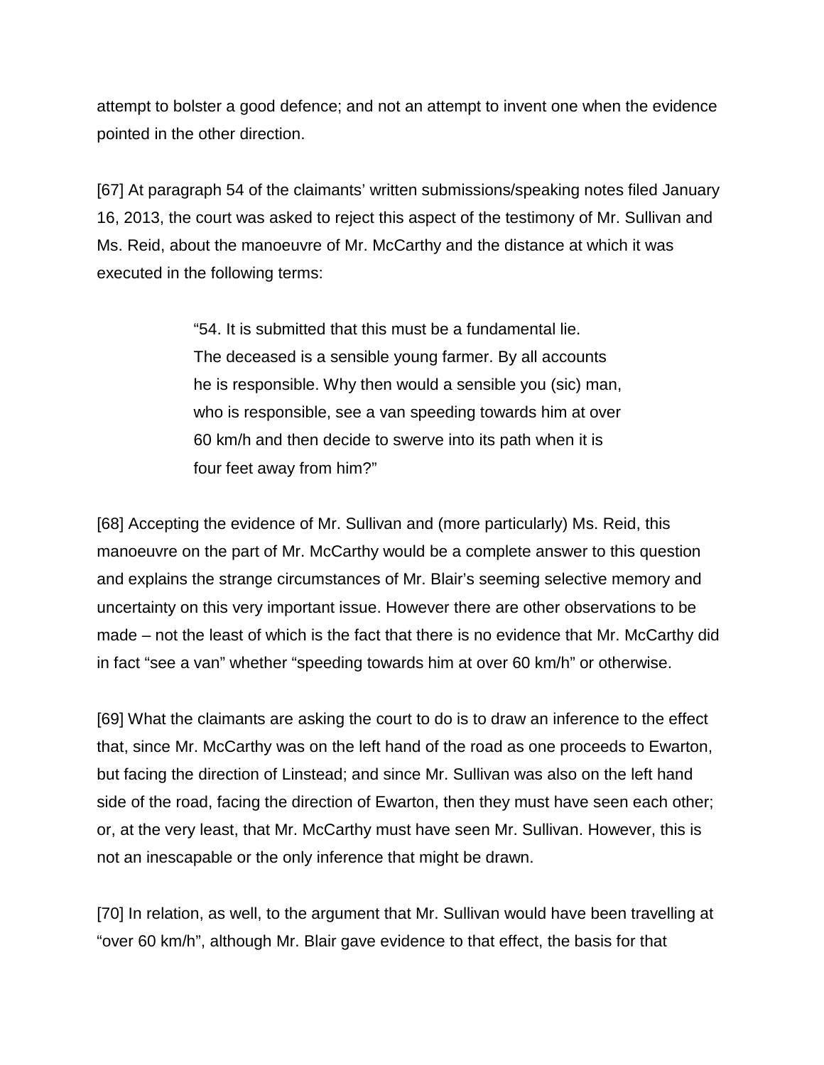attempt to bolster a good defence; and not an attempt to invent one when the evidence pointed in the other direction.

[67] At paragraph 54 of the claimants' written submissions/speaking notes filed January 16, 2013, the court was asked to reject this aspect of the testimony of Mr. Sullivan and Ms. Reid, about the manoeuvre of Mr. McCarthy and the distance at which it was executed in the following terms:

> "54. It is submitted that this must be a fundamental lie. The deceased is a sensible young farmer. By all accounts he is responsible. Why then would a sensible you (sic) man, who is responsible, see a van speeding towards him at over 60 km/h and then decide to swerve into its path when it is four feet away from him?"

[68] Accepting the evidence of Mr. Sullivan and (more particularly) Ms. Reid, this manoeuvre on the part of Mr. McCarthy would be a complete answer to this question and explains the strange circumstances of Mr. Blair's seeming selective memory and uncertainty on this very important issue. However there are other observations to be made – not the least of which is the fact that there is no evidence that Mr. McCarthy did in fact "see a van" whether "speeding towards him at over 60 km/h" or otherwise.

[69] What the claimants are asking the court to do is to draw an inference to the effect that, since Mr. McCarthy was on the left hand of the road as one proceeds to Ewarton, but facing the direction of Linstead; and since Mr. Sullivan was also on the left hand side of the road, facing the direction of Ewarton, then they must have seen each other; or, at the very least, that Mr. McCarthy must have seen Mr. Sullivan. However, this is not an inescapable or the only inference that might be drawn.

[70] In relation, as well, to the argument that Mr. Sullivan would have been travelling at "over 60 km/h", although Mr. Blair gave evidence to that effect, the basis for that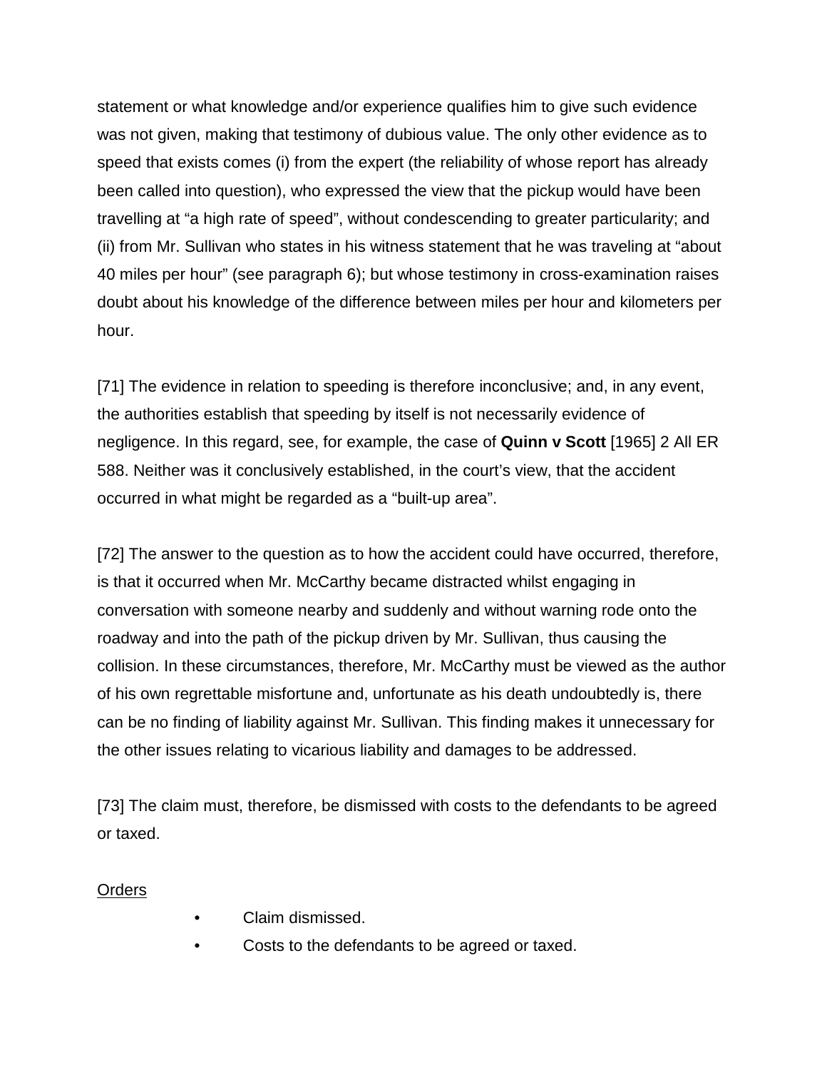statement or what knowledge and/or experience qualifies him to give such evidence was not given, making that testimony of dubious value. The only other evidence as to speed that exists comes (i) from the expert (the reliability of whose report has already been called into question), who expressed the view that the pickup would have been travelling at "a high rate of speed", without condescending to greater particularity; and (ii) from Mr. Sullivan who states in his witness statement that he was traveling at "about 40 miles per hour" (see paragraph 6); but whose testimony in cross-examination raises doubt about his knowledge of the difference between miles per hour and kilometers per hour.

[71] The evidence in relation to speeding is therefore inconclusive; and, in any event, the authorities establish that speeding by itself is not necessarily evidence of negligence. In this regard, see, for example, the case of **Quinn v Scott** [1965] 2 All ER 588. Neither was it conclusively established, in the court's view, that the accident occurred in what might be regarded as a "built-up area".

[72] The answer to the question as to how the accident could have occurred, therefore, is that it occurred when Mr. McCarthy became distracted whilst engaging in conversation with someone nearby and suddenly and without warning rode onto the roadway and into the path of the pickup driven by Mr. Sullivan, thus causing the collision. In these circumstances, therefore, Mr. McCarthy must be viewed as the author of his own regrettable misfortune and, unfortunate as his death undoubtedly is, there can be no finding of liability against Mr. Sullivan. This finding makes it unnecessary for the other issues relating to vicarious liability and damages to be addressed.

[73] The claim must, therefore, be dismissed with costs to the defendants to be agreed or taxed.

<u>Orders</u>

- Claim dismissed.
- Costs to the defendants to be agreed or taxed.